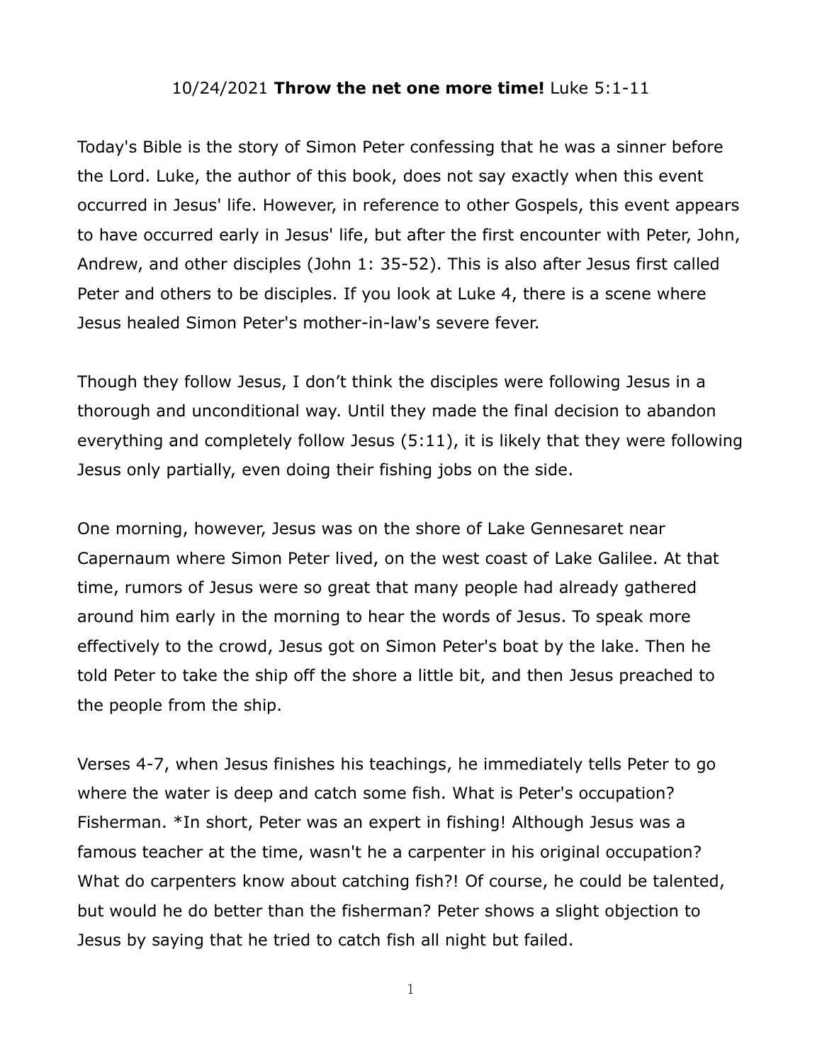10/24/2021 **Throw the net one more time!** Luke 5:1-11

Today's Bible is the story of Simon Peter confessing that he was a sinner before the Lord. Luke, the author of this book, does not say exactly when this event occurred in Jesus' life. However, in reference to other Gospels, this event appears to have occurred early in Jesus' life, but after the first encounter with Peter, John, Andrew, and other disciples (John 1: 35-52). This is also after Jesus first called Peter and others to be disciples. If you look at Luke 4, there is a scene where Jesus healed Simon Peter's mother-in-law's severe fever.

Though they follow Jesus, I don’t think the disciples were following Jesus in a thorough and unconditional way. Until they made the final decision to abandon everything and completely follow Jesus (5:11), it is likely that they were following Jesus only partially, even doing their fishing jobs on the side.

One morning, however, Jesus was on the shore of Lake Gennesaret near Capernaum where Simon Peter lived, on the west coast of Lake Galilee. At that time, rumors of Jesus were so great that many people had already gathered around him early in the morning to hear the words of Jesus. To speak more effectively to the crowd, Jesus got on Simon Peter's boat by the lake. Then he told Peter to take the ship off the shore a little bit, and then Jesus preached to the people from the ship.

Verses 4-7, when Jesus finishes his teachings, he immediately tells Peter to go where the water is deep and catch some fish. What is Peter's occupation? Fisherman. *In short, Peter was an expert in fishing! Although Jesus was a famous teacher at the time, wasn't he a carpenter in his original occupation? What do carpenters know about catching fish?! Of course, he could be talented, but would he do better than the fisherman? Peter shows a slight objection to Jesus by saying that he tried to catch fish all night but failed.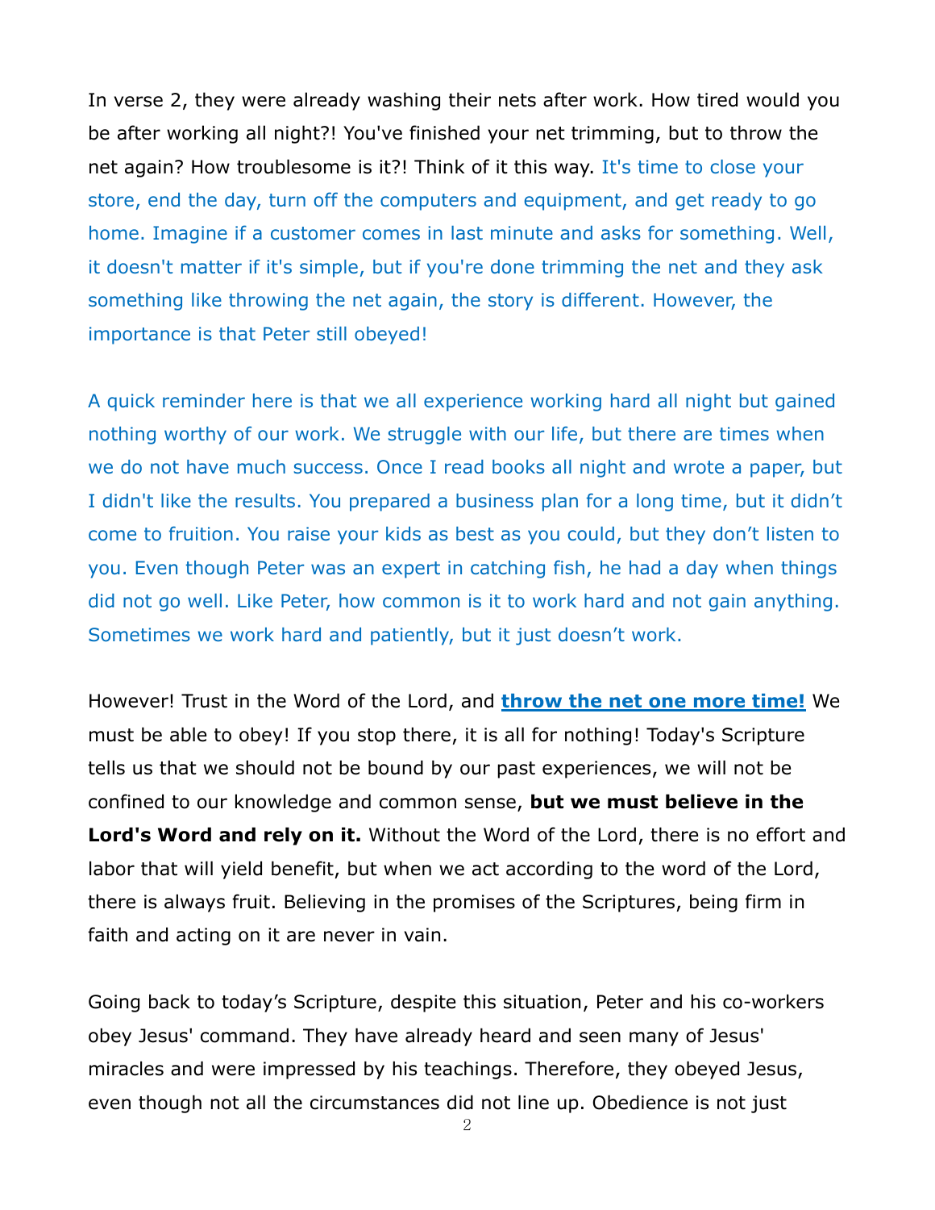In verse 2, they were already washing their nets after work. How tired would you be after working all night?! You've finished your net trimming, but to throw the net again? How troublesome is it?! Think of it this way. It's time to close your store, end the day, turn off the computers and equipment, and get ready to go home. Imagine if a customer comes in last minute and asks for something. Well, it doesn't matter if it's simple, but if you're done trimming the net and they ask something like throwing the net again, the story is different. However, the importance is that Peter still obeyed!

A quick reminder here is that we all experience working hard all night but gained nothing worthy of our work. We struggle with our life, but there are times when we do not have much success. Once I read books all night and wrote a paper, but I didn't like the results. You prepared a business plan for a long time, but it didn't come to fruition. You raise your kids as best as you could, but they don't listen to you. Even though Peter was an expert in catching fish, he had a day when things did not go well. Like Peter, how common is it to work hard and not gain anything. Sometimes we work hard and patiently, but it just doesn't work.

However! Trust in the Word of the Lord, and **throw the net one more time!** We must be able to obey! If you stop there, it is all for nothing! Today's Scripture tells us that we should not be bound by our past experiences, we will not be confined to our knowledge and common sense, **but we must believe in the Lord's Word and rely on it.** Without the Word of the Lord, there is no effort and labor that will yield benefit, but when we act according to the word of the Lord, there is always fruit. Believing in the promises of the Scriptures, being firm in faith and acting on it are never in vain.

Going back to today's Scripture, despite this situation, Peter and his co-workers obey Jesus' command. They have already heard and seen many of Jesus' miracles and were impressed by his teachings. Therefore, they obeyed Jesus, even though not all the circumstances did not line up. Obedience is not just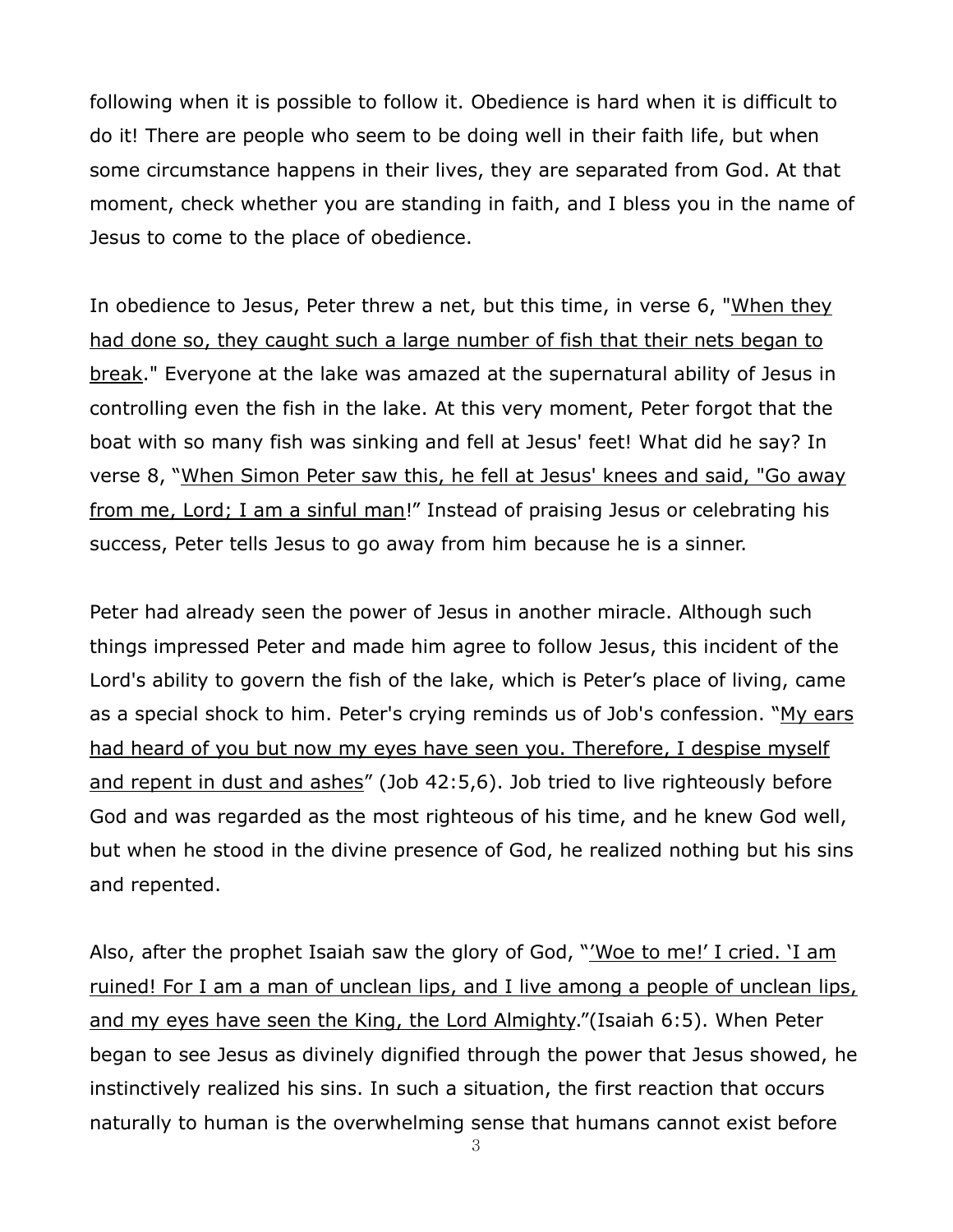following when it is possible to follow it. Obedience is hard when it is difficult to do it! There are people who seem to be doing well in their faith life, but when some circumstance happens in their lives, they are separated from God. At that moment, check whether you are standing in faith, and I bless you in the name of Jesus to come to the place of obedience.

In obedience to Jesus, Peter threw a net, but this time, in verse 6, "When they had done so, they caught such a large number of fish that their nets began to break." Everyone at the lake was amazed at the supernatural ability of Jesus in controlling even the fish in the lake. At this very moment, Peter forgot that the boat with so many fish was sinking and fell at Jesus' feet! What did he say? In verse 8, "When Simon Peter saw this, he fell at Jesus' knees and said, "Go away from me, Lord; I am a sinful man!" Instead of praising Jesus or celebrating his success, Peter tells Jesus to go away from him because he is a sinner.

Peter had already seen the power of Jesus in another miracle. Although such things impressed Peter and made him agree to follow Jesus, this incident of the Lord's ability to govern the fish of the lake, which is Peter's place of living, came as a special shock to him. Peter's crying reminds us of Job's confession. "My ears had heard of you but now my eyes have seen you. Therefore, I despise myself and repent in dust and ashes" (Job 42:5,6). Job tried to live righteously before God and was regarded as the most righteous of his time, and he knew God well, but when he stood in the divine presence of God, he realized nothing but his sins and repented.

Also, after the prophet Isaiah saw the glory of God, "'Woe to me!' I cried. 'I am ruined! For I am a man of unclean lips, and I live among a people of unclean lips, and my eyes have seen the King, the Lord Almighty."(Isaiah 6:5). When Peter began to see Jesus as divinely dignified through the power that Jesus showed, he instinctively realized his sins. In such a situation, the first reaction that occurs naturally to human is the overwhelming sense that humans cannot exist before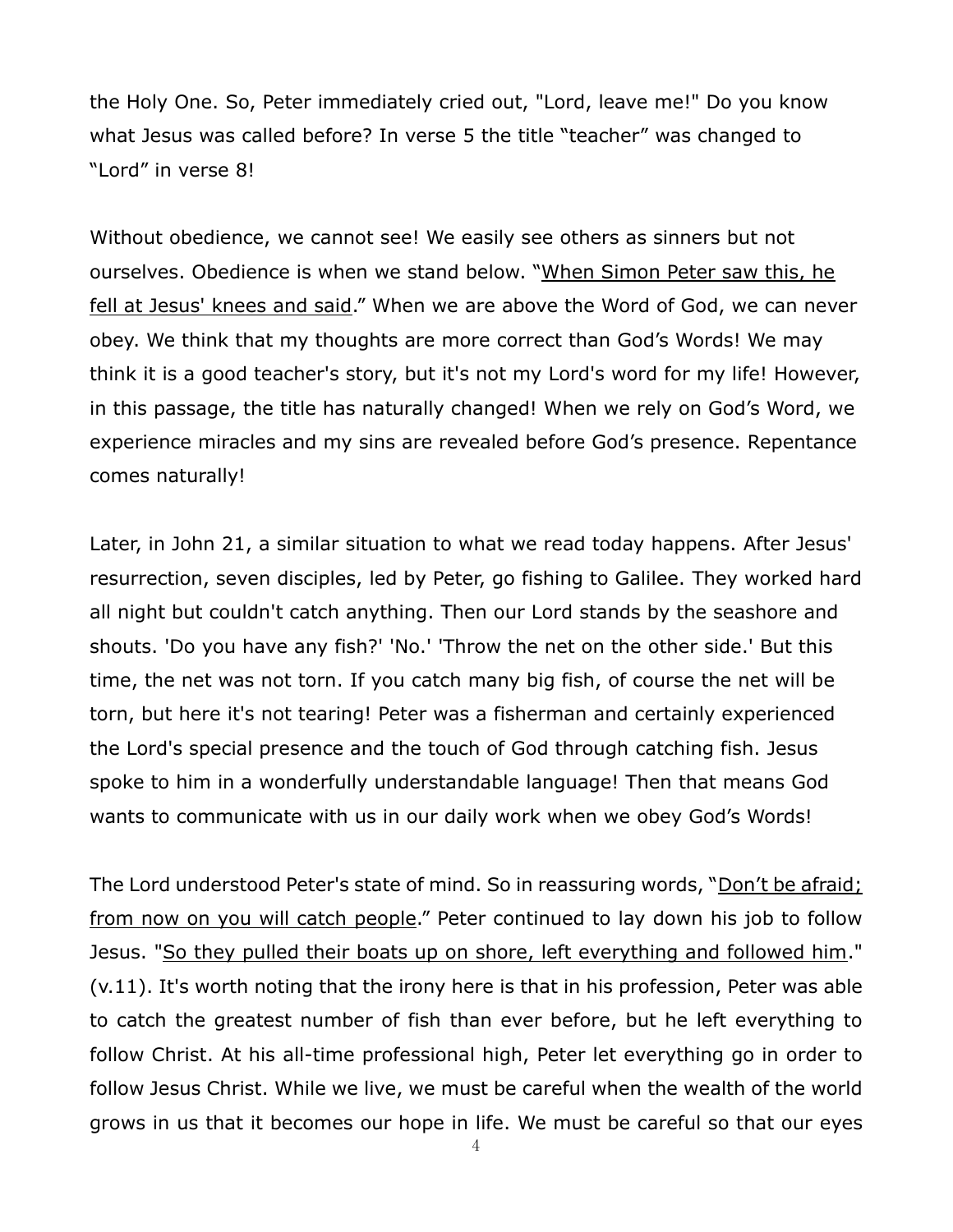the Holy One. So, Peter immediately cried out, "Lord, leave me!" Do you know what Jesus was called before? In verse 5 the title "teacher" was changed to "Lord" in verse 8!

Without obedience, we cannot see! We easily see others as sinners but not ourselves. Obedience is when we stand below. "<u>When Simon Peter saw this, he fell at Jesus' knees and said</u>." When we are above the Word of God, we can never obey. We think that my thoughts are more correct than God's Words! We may think it is a good teacher's story, but it's not my Lord's word for my life! However, in this passage, the title has naturally changed! When we rely on God's Word, we experience miracles and my sins are revealed before God's presence. Repentance comes naturally!

Later, in John 21, a similar situation to what we read today happens. After Jesus' resurrection, seven disciples, led by Peter, go fishing to Galilee. They worked hard all night but couldn't catch anything. Then our Lord stands by the seashore and shouts. 'Do you have any fish?' 'No.' 'Throw the net on the other side.' But this time, the net was not torn. If you catch many big fish, of course the net will be torn, but here it's not tearing! Peter was a fisherman and certainly experienced the Lord's special presence and the touch of God through catching fish. Jesus spoke to him in a wonderfully understandable language! Then that means God wants to communicate with us in our daily work when we obey God's Words!

The Lord understood Peter's state of mind. So in reassuring words, "<u>Don't be afraid; from now on you will catch people</u>." Peter continued to lay down his job to follow Jesus. "<u>So they pulled their boats up on shore, left everything and followed him</u>." (v.11). It's worth noting that the irony here is that in his profession, Peter was able to catch the greatest number of fish than ever before, but he left everything to follow Christ. At his all-time professional high, Peter let everything go in order to follow Jesus Christ. While we live, we must be careful when the wealth of the world grows in us that it becomes our hope in life. We must be careful so that our eyes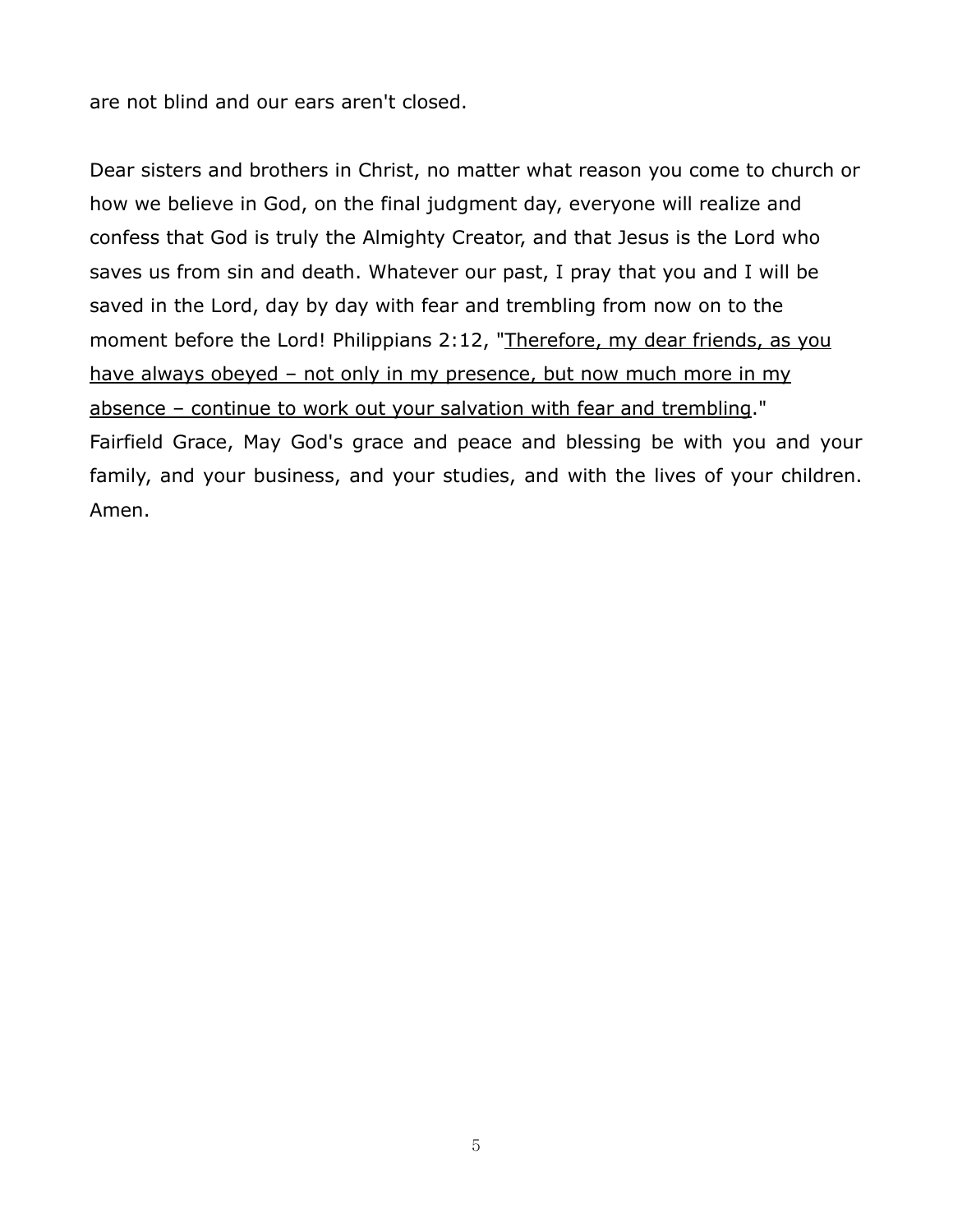are not blind and our ears aren't closed.

Dear sisters and brothers in Christ, no matter what reason you come to church or how we believe in God, on the final judgment day, everyone will realize and confess that God is truly the Almighty Creator, and that Jesus is the Lord who saves us from sin and death. Whatever our past, I pray that you and I will be saved in the Lord, day by day with fear and trembling from now on to the moment before the Lord! Philippians 2:12, "Therefore, my dear friends, as you have always obeyed – not only in my presence, but now much more in my absence – continue to work out your salvation with fear and trembling."
Fairfield Grace, May God's grace and peace and blessing be with you and your family, and your business, and your studies, and with the lives of your children. Amen.